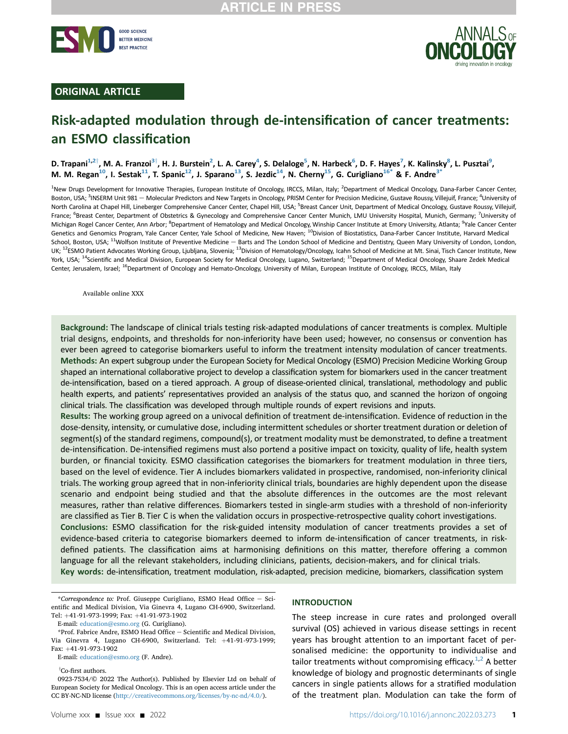ORIGINAL ARTICLE

# Risk-adapted modulation through de-intensification of cancer treatments: an ESMO classification

D. Trapani[1,2†], M. A. Franzoi[3†], H. J. Burstein[2], L. A. Carey[4], S. Delaloge[5], N. Harbeck[6], D. F. Hayes[7], K. Kalinsky[8], L. Pusztai[9], M. M. Regan[10], I. Sestak[11], T. Spanic[12], J. Sparano[13], S. Jezdic[14], N. Cherny[15], G. Curigliano[16*] & F. Andre[3*]

[1]New Drugs Development for Innovative Therapies, European Institute of Oncology, IRCCS, Milan, Italy; [2]Department of Medical Oncology, Dana-Farber Cancer Center, Boston, USA; [3]INSERM Unit 981 — Molecular Predictors and New Targets in Oncology, PRISM Center for Precision Medicine, Gustave Roussy, Villejuif, France; [4]University of North Carolina at Chapel Hill, Lineberger Comprehensive Cancer Center, Chapel Hill, USA; [5]Breast Cancer Unit, Department of Medical Oncology, Gustave Roussy, Villejuif, France; [6]Breast Center, Department of Obstetrics & Gynecology and Comprehensive Cancer Center Munich, LMU University Hospital, Munich, Germany; [7]University of Michigan Rogel Cancer Center, Ann Arbor; [8]Department of Hematology and Medical Oncology, Winship Cancer Institute at Emory University, Atlanta; [9]Yale Cancer Center Genetics and Genomics Program, Yale Cancer Center, Yale School of Medicine, New Haven; [10]Division of Biostatistics, Dana-Farber Cancer Institute, Harvard Medical School, Boston, USA; [11]Wolfson Institute of Preventive Medicine — Barts and The London School of Medicine and Dentistry, Queen Mary University of London, London, UK; [12]ESMO Patient Advocates Working Group, Ljubljana, Slovenia; [13]Division of Hematology/Oncology, Icahn School of Medicine at Mt. Sinai, Tisch Cancer Institute, New York, USA; [14]Scientific and Medical Division, European Society for Medical Oncology, Lugano, Switzerland; [15]Department of Medical Oncology, Shaare Zedek Medical Center, Jerusalem, Israel; [16]Department of Oncology and Hemato-Oncology, University of Milan, European Institute of Oncology, IRCCS, Milan, Italy

Available online XXX

**Background:** The landscape of clinical trials testing risk-adapted modulations of cancer treatments is complex. Multiple trial designs, endpoints, and thresholds for non-inferiority have been used; however, no consensus or convention has ever been agreed to categorise biomarkers useful to inform the treatment intensity modulation of cancer treatments.
**Methods:** An expert subgroup under the European Society for Medical Oncology (ESMO) Precision Medicine Working Group shaped an international collaborative project to develop a classification system for biomarkers used in the cancer treatment de-intensification, based on a tiered approach. A group of disease-oriented clinical, translational, methodology and public health experts, and patients' representatives provided an analysis of the status quo, and scanned the horizon of ongoing clinical trials. The classification was developed through multiple rounds of expert revisions and inputs.
**Results:** The working group agreed on a univocal definition of treatment de-intensification. Evidence of reduction in the dose-density, intensity, or cumulative dose, including intermittent schedules or shorter treatment duration or deletion of segment(s) of the standard regimens, compound(s), or treatment modality must be demonstrated, to define a treatment de-intensification. De-intensified regimens must also portend a positive impact on toxicity, quality of life, health system burden, or financial toxicity. ESMO classification categorises the biomarkers for treatment modulation in three tiers, based on the level of evidence. Tier A includes biomarkers validated in prospective, randomised, non-inferiority clinical trials. The working group agreed that in non-inferiority clinical trials, boundaries are highly dependent upon the disease scenario and endpoint being studied and that the absolute differences in the outcomes are the most relevant measures, rather than relative differences. Biomarkers tested in single-arm studies with a threshold of non-inferiority are classified as Tier B. Tier C is when the validation occurs in prospective-retrospective quality cohort investigations.
**Conclusions:** ESMO classification for the risk-guided intensity modulation of cancer treatments provides a set of evidence-based criteria to categorise biomarkers deemed to inform de-intensification of cancer treatments, in risk-defined patients. The classification aims at harmonising definitions on this matter, therefore offering a common language for all the relevant stakeholders, including clinicians, patients, decision-makers, and for clinical trials.
**Key words:** de-intensification, treatment modulation, risk-adapted, precision medicine, biomarkers, classification system

*Correspondence to: Prof. Giuseppe Curigliano, ESMO Head Office — Scientific and Medical Division, Via Ginevra 4, Lugano CH-6900, Switzerland. Tel: +41-91-973-1999; Fax: +41-91-973-1902

E-mail: education@esmo.org (G. Curigliano).

*Prof. Fabrice Andre, ESMO Head Office — Scientific and Medical Division, Via Ginevra 4, Lugano CH-6900, Switzerland. Tel: +41-91-973-1999; Fax: +41-91-973-1902

E-mail: education@esmo.org (F. Andre).

†Co-first authors.

0923-7534/© 2022 The Author(s). Published by Elsevier Ltd on behalf of European Society for Medical Oncology. This is an open access article under the CC BY-NC-ND license (http://creativecommons.org/licenses/by-nc-nd/4.0/).

## INTRODUCTION

The steep increase in cure rates and prolonged overall survival (OS) achieved in various disease settings in recent years has brought attention to an important facet of personalised medicine: the opportunity to individualise and tailor treatments without compromising efficacy.[1,2] A better knowledge of biology and prognostic determinants of single cancers in single patients allows for a stratified modulation of the treatment plan. Modulation can take the form of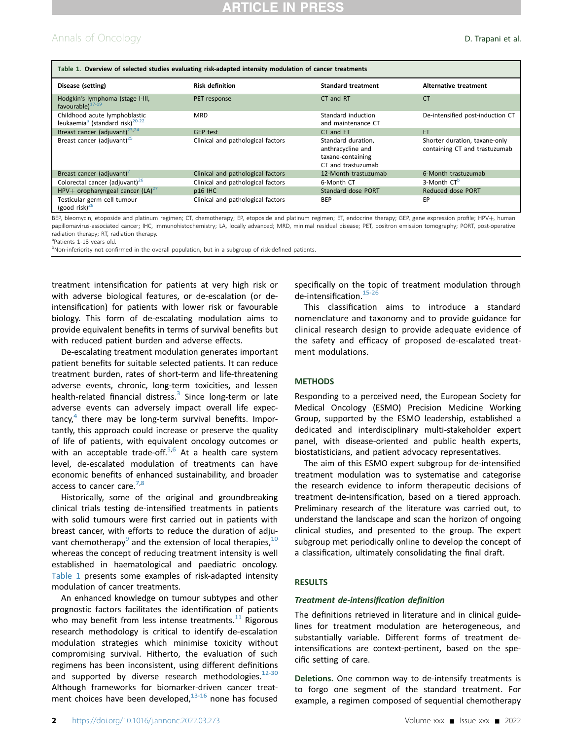**Table 1. Overview of selected studies evaluating risk-adapted intensity modulation of cancer treatments**

| Disease (setting) | Risk definition | Standard treatment | Alternative treatment |
|---|---|---|---|
| Hodgkin's lymphoma (stage I-III, favourable)[17-19] | PET response | CT and RT | CT |
| Childhood acute lymphoblastic leukaemia[a] (standard risk)[20-22] | MRD | Standard induction and maintenance CT | De-intensified post-induction CT |
| Breast cancer (adjuvant)[23,24] | GEP test | CT and ET | ET |
| Breast cancer (adjuvant)[25] | Clinical and pathological factors | Standard duration, anthracycline and taxane-containing CT and trastuzumab | Shorter duration, taxane-only containing CT and trastuzumab |
| Breast cancer (adjuvant)[7] | Clinical and pathological factors | 12-Month trastuzumab | 6-Month trastuzumab |
| Colorectal cancer (adjuvant)[26] | Clinical and pathological factors | 6-Month CT | 3-Month CT[b] |
| HPV+ oropharyngeal cancer (LA)[27] | p16 IHC | Standard dose PORT | Reduced dose PORT |
| Testicular germ cell tumour (good risk)[28] | Clinical and pathological factors | BEP | EP |

BEP, bleomycin, etoposide and platinum regimen; CT, chemotherapy; EP, etoposide and platinum regimen; ET, endocrine therapy; GEP, gene expression profile; HPV+, human papillomavirus-associated cancer; IHC, immunohistochemistry; LA, locally advanced; MRD, minimal residual disease; PET, positron emission tomography; PORT, post-operative radiation therapy; RT, radiation therapy.

[a]Patients 1-18 years old.

[b]Non-inferiority not confirmed in the overall population, but in a subgroup of risk-defined patients.

treatment intensification for patients at very high risk or with adverse biological features, or de-escalation (or de-intensification) for patients with lower risk or favourable biology. This form of de-escalating modulation aims to provide equivalent benefits in terms of survival benefits but with reduced patient burden and adverse effects.

De-escalating treatment modulation generates important patient benefits for suitable selected patients. It can reduce treatment burden, rates of short-term and life-threatening adverse events, chronic, long-term toxicities, and lessen health-related financial distress.[3] Since long-term or late adverse events can adversely impact overall life expectancy,[4] there may be long-term survival benefits. Importantly, this approach could increase or preserve the quality of life of patients, with equivalent oncology outcomes or with an acceptable trade-off.[5,6] At a health care system level, de-escalated modulation of treatments can have economic benefits of enhanced sustainability, and broader access to cancer care.[7,8]

Historically, some of the original and groundbreaking clinical trials testing de-intensified treatments in patients with solid tumours were first carried out in patients with breast cancer, with efforts to reduce the duration of adjuvant chemotherapy[9] and the extension of local therapies,[10] whereas the concept of reducing treatment intensity is well established in haematological and paediatric oncology. Table 1 presents some examples of risk-adapted intensity modulation of cancer treatments.

An enhanced knowledge on tumour subtypes and other prognostic factors facilitates the identification of patients who may benefit from less intense treatments.[11] Rigorous research methodology is critical to identify de-escalation modulation strategies which minimise toxicity without compromising survival. Hitherto, the evaluation of such regimens has been inconsistent, using different definitions and supported by diverse research methodologies.[12-30] Although frameworks for biomarker-driven cancer treatment choices have been developed,[13-16] none has focused specifically on the topic of treatment modulation through de-intensification.[15-26]

This classification aims to introduce a standard nomenclature and taxonomy and to provide guidance for clinical research design to provide adequate evidence of the safety and efficacy of proposed de-escalated treatment modulations.

## METHODS

Responding to a perceived need, the European Society for Medical Oncology (ESMO) Precision Medicine Working Group, supported by the ESMO leadership, established a dedicated and interdisciplinary multi-stakeholder expert panel, with disease-oriented and public health experts, biostatisticians, and patient advocacy representatives.

The aim of this ESMO expert subgroup for de-intensified treatment modulation was to systematise and categorise the research evidence to inform therapeutic decisions of treatment de-intensification, based on a tiered approach. Preliminary research of the literature was carried out, to understand the landscape and scan the horizon of ongoing clinical studies, and presented to the group. The expert subgroup met periodically online to develop the concept of a classification, ultimately consolidating the final draft.

## RESULTS

### *Treatment de-intensification definition*

The definitions retrieved in literature and in clinical guidelines for treatment modulation are heterogeneous, and substantially variable. Different forms of treatment de-intensifications are context-pertinent, based on the specific setting of care.

**Deletions.** One common way to de-intensify treatments is to forgo one segment of the standard treatment. For example, a regimen composed of sequential chemotherapy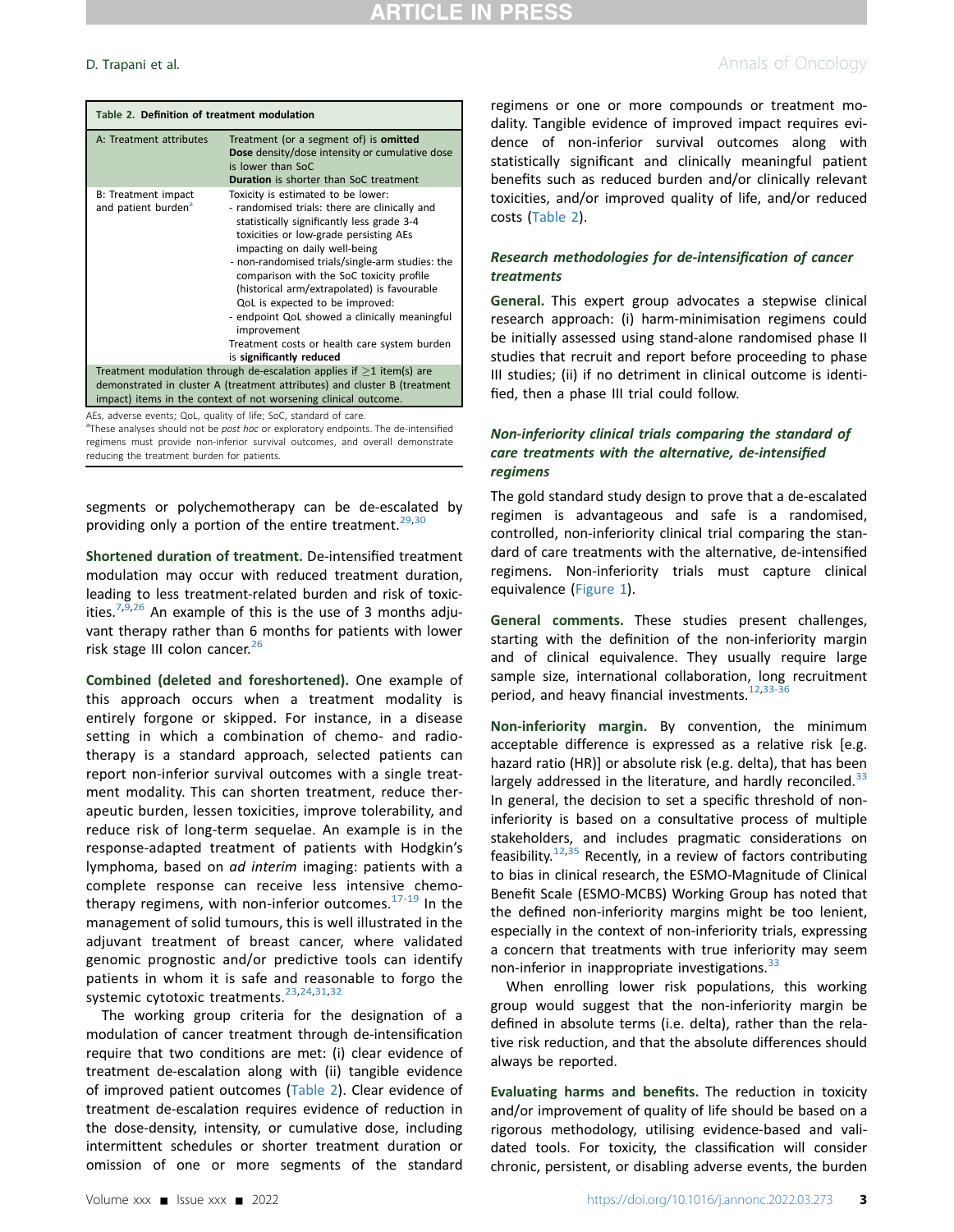| Table 2. Definition of treatment modulation | |
|---|---|
| A: Treatment attributes | Treatment (or a segment of) is **omitted**<br>**Dose** density/dose intensity or cumulative dose is lower than SoC<br>**Duration** is shorter than SoC treatment |
| B: Treatment impact and patient burden[a] | Toxicity is estimated to be lower:<br>- randomised trials: there are clinically and statistically significantly less grade 3-4 toxicities or low-grade persisting AEs impacting on daily well-being<br>- non-randomised trials/single-arm studies: the comparison with the SoC toxicity profile (historical arm/extrapolated) is favourable<br>QoL is expected to be improved:<br>- endpoint QoL showed a clinically meaningful improvement<br>Treatment costs or health care system burden is **significantly reduced** |
| Treatment modulation through de-escalation applies if ≥1 item(s) are demonstrated in cluster A (treatment attributes) and cluster B (treatment impact) items in the context of not worsening clinical outcome. | |

AEs, adverse events; QoL, quality of life; SoC, standard of care.
[a]These analyses should not be *post hoc* or exploratory endpoints. The de-intensified regimens must provide non-inferior survival outcomes, and overall demonstrate reducing the treatment burden for patients.

segments or polychemotherapy can be de-escalated by providing only a portion of the entire treatment.[29,30]

**Shortened duration of treatment.** De-intensified treatment modulation may occur with reduced treatment duration, leading to less treatment-related burden and risk of toxicities.[7,9,26] An example of this is the use of 3 months adjuvant therapy rather than 6 months for patients with lower risk stage III colon cancer.[26]

**Combined (deleted and foreshortened).** One example of this approach occurs when a treatment modality is entirely forgone or skipped. For instance, in a disease setting in which a combination of chemo- and radiotherapy is a standard approach, selected patients can report non-inferior survival outcomes with a single treatment modality. This can shorten treatment, reduce therapeutic burden, lessen toxicities, improve tolerability, and reduce risk of long-term sequelae. An example is in the response-adapted treatment of patients with Hodgkin's lymphoma, based on *ad interim* imaging: patients with a complete response can receive less intensive chemotherapy regimens, with non-inferior outcomes.[17-19] In the management of solid tumours, this is well illustrated in the adjuvant treatment of breast cancer, where validated genomic prognostic and/or predictive tools can identify patients in whom it is safe and reasonable to forgo the systemic cytotoxic treatments.[23,24,31,32]

The working group criteria for the designation of a modulation of cancer treatment through de-intensification require that two conditions are met: (i) clear evidence of treatment de-escalation along with (ii) tangible evidence of improved patient outcomes (Table 2). Clear evidence of treatment de-escalation requires evidence of reduction in the dose-density, intensity, or cumulative dose, including intermittent schedules or shorter treatment duration or omission of one or more segments of the standard regimens or one or more compounds or treatment modality. Tangible evidence of improved impact requires evidence of non-inferior survival outcomes along with statistically significant and clinically meaningful patient benefits such as reduced burden and/or clinically relevant toxicities, and/or improved quality of life, and/or reduced costs (Table 2).

### *Research methodologies for de-intensification of cancer treatments*

**General.** This expert group advocates a stepwise clinical research approach: (i) harm-minimisation regimens could be initially assessed using stand-alone randomised phase II studies that recruit and report before proceeding to phase III studies; (ii) if no detriment in clinical outcome is identified, then a phase III trial could follow.

### *Non-inferiority clinical trials comparing the standard of care treatments with the alternative, de-intensified regimens*

The gold standard study design to prove that a de-escalated regimen is advantageous and safe is a randomised, controlled, non-inferiority clinical trial comparing the standard of care treatments with the alternative, de-intensified regimens. Non-inferiority trials must capture clinical equivalence (Figure 1).

**General comments.** These studies present challenges, starting with the definition of the non-inferiority margin and of clinical equivalence. They usually require large sample size, international collaboration, long recruitment period, and heavy financial investments.[12,33-36]

**Non-inferiority margin.** By convention, the minimum acceptable difference is expressed as a relative risk [e.g. hazard ratio (HR)] or absolute risk (e.g. delta), that has been largely addressed in the literature, and hardly reconciled.[33] In general, the decision to set a specific threshold of non-inferiority is based on a consultative process of multiple stakeholders, and includes pragmatic considerations on feasibility.[12,35] Recently, in a review of factors contributing to bias in clinical research, the ESMO-Magnitude of Clinical Benefit Scale (ESMO-MCBS) Working Group has noted that the defined non-inferiority margins might be too lenient, especially in the context of non-inferiority trials, expressing a concern that treatments with true inferiority may seem non-inferior in inappropriate investigations.[33]

When enrolling lower risk populations, this working group would suggest that the non-inferiority margin be defined in absolute terms (i.e. delta), rather than the relative risk reduction, and that the absolute differences should always be reported.

**Evaluating harms and benefits.** The reduction in toxicity and/or improvement of quality of life should be based on a rigorous methodology, utilising evidence-based and validated tools. For toxicity, the classification will consider chronic, persistent, or disabling adverse events, the burden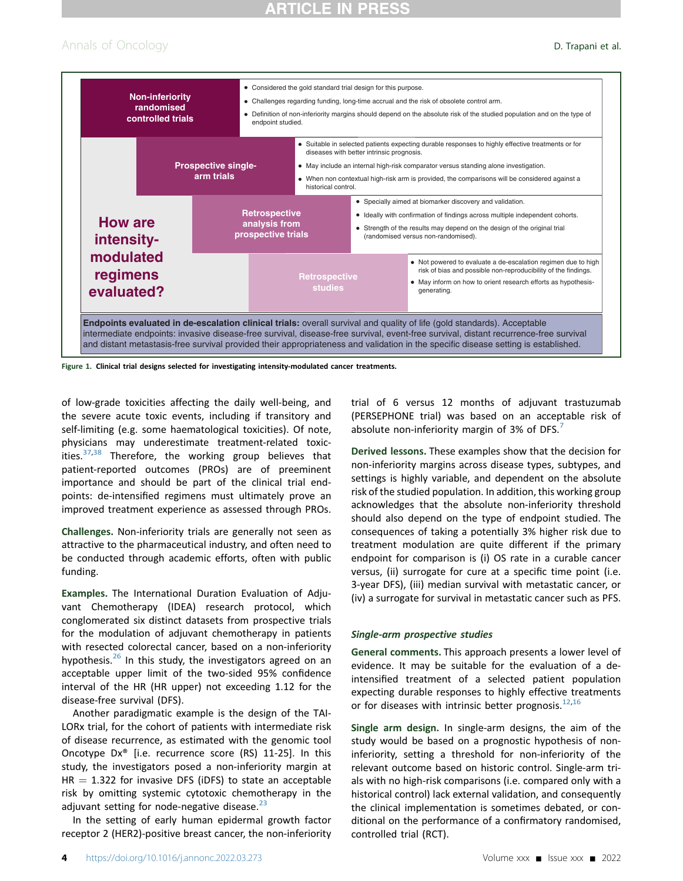**How are intensity-modulated regimens evaluated?**

**Non-inferiority randomised controlled trials**

- Considered the gold standard trial design for this purpose.
- Challenges regarding funding, long-time accrual and the risk of obsolete control arm.
- Definition of non-inferiority margins should depend on the absolute risk of the studied population and on the type of endpoint studied.

**Prospective single-arm trials**

- Suitable in selected patients expecting durable responses to highly effective treatments or for diseases with better intrinsic prognosis.
- May include an internal high-risk comparator versus standing alone investigation.
- When non contextual high-risk arm is provided, the comparisons will be considered against a historical control.

**Retrospective analysis from prospective trials**

- Specially aimed at biomarker discovery and validation.
- Ideally with confirmation of findings across multiple independent cohorts.
- Strength of the results may depend on the design of the original trial (randomised versus non-randomised).

**Retrospective studies**

- Not powered to evaluate a de-escalation regimen due to high risk of bias and possible non-reproducibility of the findings.
- May inform on how to orient research efforts as hypothesis-generating.

**Endpoints evaluated in de-escalation clinical trials:** overall survival and quality of life (gold standards). Acceptable intermediate endpoints: invasive disease-free survival, disease-free survival, event-free survival, distant recurrence-free survival and distant metastasis-free survival provided their appropriateness and validation in the specific disease setting is established.

**Figure 1. Clinical trial designs selected for investigating intensity-modulated cancer treatments.**

of low-grade toxicities affecting the daily well-being, and the severe acute toxic events, including if transitory and self-limiting (e.g. some haematological toxicities). Of note, physicians may underestimate treatment-related toxicities.[37,38] Therefore, the working group believes that patient-reported outcomes (PROs) are of preeminent importance and should be part of the clinical trial endpoints: de-intensified regimens must ultimately prove an improved treatment experience as assessed through PROs.

**Challenges.** Non-inferiority trials are generally not seen as attractive to the pharmaceutical industry, and often need to be conducted through academic efforts, often with public funding.

**Examples.** The International Duration Evaluation of Adjuvant Chemotherapy (IDEA) research protocol, which conglomerated six distinct datasets from prospective trials for the modulation of adjuvant chemotherapy in patients with resected colorectal cancer, based on a non-inferiority hypothesis.[26] In this study, the investigators agreed on an acceptable upper limit of the two-sided 95% confidence interval of the HR (HR upper) not exceeding 1.12 for the disease-free survival (DFS).

Another paradigmatic example is the design of the TAILORx trial, for the cohort of patients with intermediate risk of disease recurrence, as estimated with the genomic tool Oncotype Dx® [i.e. recurrence score (RS) 11-25]. In this study, the investigators posed a non-inferiority margin at HR = 1.322 for invasive DFS (iDFS) to state an acceptable risk by omitting systemic cytotoxic chemotherapy in the adjuvant setting for node-negative disease.[23]

In the setting of early human epidermal growth factor receptor 2 (HER2)-positive breast cancer, the non-inferiority trial of 6 versus 12 months of adjuvant trastuzumab (PERSEPHONE trial) was based on an acceptable risk of absolute non-inferiority margin of 3% of DFS.[7]

**Derived lessons.** These examples show that the decision for non-inferiority margins across disease types, subtypes, and settings is highly variable, and dependent on the absolute risk of the studied population. In addition, this working group acknowledges that the absolute non-inferiority threshold should also depend on the type of endpoint studied. The consequences of taking a potentially 3% higher risk due to treatment modulation are quite different if the primary endpoint for comparison is (i) OS rate in a curable cancer versus, (ii) surrogate for cure at a specific time point (i.e. 3-year DFS), (iii) median survival with metastatic cancer, or (iv) a surrogate for survival in metastatic cancer such as PFS.

### *Single-arm prospective studies*

**General comments.** This approach presents a lower level of evidence. It may be suitable for the evaluation of a de-intensified treatment of a selected patient population expecting durable responses to highly effective treatments or for diseases with intrinsic better prognosis.[12,16]

**Single arm design.** In single-arm designs, the aim of the study would be based on a prognostic hypothesis of non-inferiority, setting a threshold for non-inferiority of the relevant outcome based on historic control. Single-arm trials with no high-risk comparisons (i.e. compared only with a historical control) lack external validation, and consequently the clinical implementation is sometimes debated, or conditional on the performance of a confirmatory randomised, controlled trial (RCT).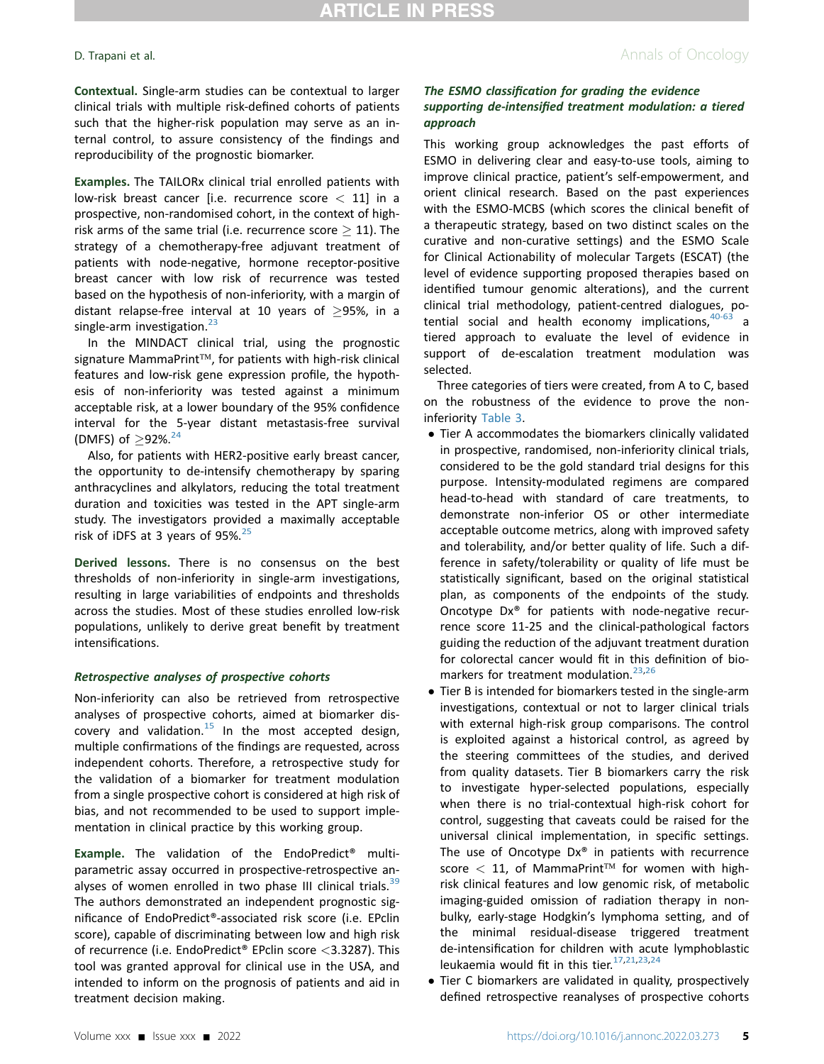**Contextual.** Single-arm studies can be contextual to larger clinical trials with multiple risk-defined cohorts of patients such that the higher-risk population may serve as an internal control, to assure consistency of the findings and reproducibility of the prognostic biomarker.

**Examples.** The TAILORx clinical trial enrolled patients with low-risk breast cancer [i.e. recurrence score < 11] in a prospective, non-randomised cohort, in the context of high-risk arms of the same trial (i.e. recurrence score ≥ 11). The strategy of a chemotherapy-free adjuvant treatment of patients with node-negative, hormone receptor-positive breast cancer with low risk of recurrence was tested based on the hypothesis of non-inferiority, with a margin of distant relapse-free interval at 10 years of ≥95%, in a single-arm investigation.[23]

In the MINDACT clinical trial, using the prognostic signature MammaPrint™, for patients with high-risk clinical features and low-risk gene expression profile, the hypothesis of non-inferiority was tested against a minimum acceptable risk, at a lower boundary of the 95% confidence interval for the 5-year distant metastasis-free survival (DMFS) of ≥92%.[24]

Also, for patients with HER2-positive early breast cancer, the opportunity to de-intensify chemotherapy by sparing anthracyclines and alkylators, reducing the total treatment duration and toxicities was tested in the APT single-arm study. The investigators provided a maximally acceptable risk of iDFS at 3 years of 95%.[25]

**Derived lessons.** There is no consensus on the best thresholds of non-inferiority in single-arm investigations, resulting in large variabilities of endpoints and thresholds across the studies. Most of these studies enrolled low-risk populations, unlikely to derive great benefit by treatment intensifications.

### Retrospective analyses of prospective cohorts

Non-inferiority can also be retrieved from retrospective analyses of prospective cohorts, aimed at biomarker discovery and validation.[15] In the most accepted design, multiple confirmations of the findings are requested, across independent cohorts. Therefore, a retrospective study for the validation of a biomarker for treatment modulation from a single prospective cohort is considered at high risk of bias, and not recommended to be used to support implementation in clinical practice by this working group.

**Example.** The validation of the EndoPredict® multiparametric assay occurred in prospective-retrospective analyses of women enrolled in two phase III clinical trials.[39] The authors demonstrated an independent prognostic significance of EndoPredict®-associated risk score (i.e. EPclin score), capable of discriminating between low and high risk of recurrence (i.e. EndoPredict® EPclin score <3.3287). This tool was granted approval for clinical use in the USA, and intended to inform on the prognosis of patients and aid in treatment decision making.

### The ESMO classification for grading the evidence supporting de-intensified treatment modulation: a tiered approach

This working group acknowledges the past efforts of ESMO in delivering clear and easy-to-use tools, aiming to improve clinical practice, patient's self-empowerment, and orient clinical research. Based on the past experiences with the ESMO-MCBS (which scores the clinical benefit of a therapeutic strategy, based on two distinct scales on the curative and non-curative settings) and the ESMO Scale for Clinical Actionability of molecular Targets (ESCAT) (the level of evidence supporting proposed therapies based on identified tumour genomic alterations), and the current clinical trial methodology, patient-centred dialogues, potential social and health economy implications,[40-63] a tiered approach to evaluate the level of evidence in support of de-escalation treatment modulation was selected.

Three categories of tiers were created, from A to C, based on the robustness of the evidence to prove the non-inferiority Table 3.

- Tier A accommodates the biomarkers clinically validated in prospective, randomised, non-inferiority clinical trials, considered to be the gold standard trial designs for this purpose. Intensity-modulated regimens are compared head-to-head with standard of care treatments, to demonstrate non-inferior OS or other intermediate acceptable outcome metrics, along with improved safety and tolerability, and/or better quality of life. Such a difference in safety/tolerability or quality of life must be statistically significant, based on the original statistical plan, as components of the endpoints of the study. Oncotype Dx® for patients with node-negative recurrence score 11-25 and the clinical-pathological factors guiding the reduction of the adjuvant treatment duration for colorectal cancer would fit in this definition of biomarkers for treatment modulation.[23,26]
- Tier B is intended for biomarkers tested in the single-arm investigations, contextual or not to larger clinical trials with external high-risk group comparisons. The control is exploited against a historical control, as agreed by the steering committees of the studies, and derived from quality datasets. Tier B biomarkers carry the risk to investigate hyper-selected populations, especially when there is no trial-contextual high-risk cohort for control, suggesting that caveats could be raised for the universal clinical implementation, in specific settings. The use of Oncotype Dx® in patients with recurrence score < 11, of MammaPrint™ for women with high-risk clinical features and low genomic risk, of metabolic imaging-guided omission of radiation therapy in non-bulky, early-stage Hodgkin's lymphoma setting, and of the minimal residual-disease triggered treatment de-intensification for children with acute lymphoblastic leukaemia would fit in this tier.[17,21,23,24]
- Tier C biomarkers are validated in quality, prospectively defined retrospective reanalyses of prospective cohorts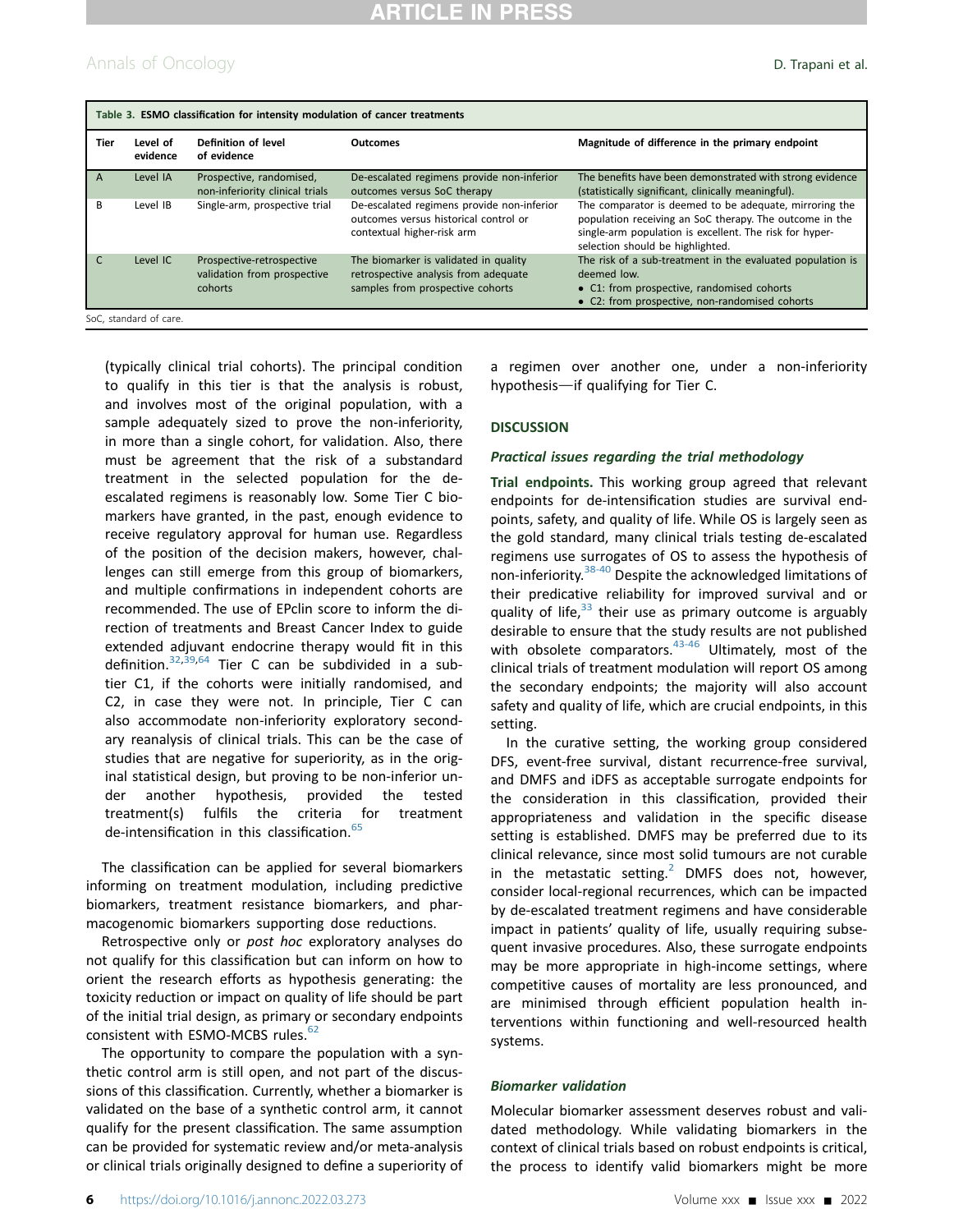**Table 3. ESMO classification for intensity modulation of cancer treatments**

| Tier | Level of evidence | Definition of level of evidence | Outcomes | Magnitude of difference in the primary endpoint |
|---|---|---|---|---|
| A | Level IA | Prospective, randomised, non-inferiority clinical trials | De-escalated regimens provide non-inferior outcomes versus SoC therapy | The benefits have been demonstrated with strong evidence (statistically significant, clinically meaningful). |
| B | Level IB | Single-arm, prospective trial | De-escalated regimens provide non-inferior outcomes versus historical control or contextual higher-risk arm | The comparator is deemed to be adequate, mirroring the population receiving an SoC therapy. The outcome in the single-arm population is excellent. The risk for hyper-selection should be highlighted. |
| C | Level IC | Prospective-retrospective validation from prospective cohorts | The biomarker is validated in quality retrospective analysis from adequate samples from prospective cohorts | The risk of a sub-treatment in the evaluated population is deemed low. • C1: from prospective, randomised cohorts • C2: from prospective, non-randomised cohorts |

SoC, standard of care.

(typically clinical trial cohorts). The principal condition to qualify in this tier is that the analysis is robust, and involves most of the original population, with a sample adequately sized to prove the non-inferiority, in more than a single cohort, for validation. Also, there must be agreement that the risk of a substandard treatment in the selected population for the de-escalated regimens is reasonably low. Some Tier C biomarkers have granted, in the past, enough evidence to receive regulatory approval for human use. Regardless of the position of the decision makers, however, challenges can still emerge from this group of biomarkers, and multiple confirmations in independent cohorts are recommended. The use of EPclin score to inform the direction of treatments and Breast Cancer Index to guide extended adjuvant endocrine therapy would fit in this definition.[32,39,64] Tier C can be subdivided in a sub-tier C1, if the cohorts were initially randomised, and C2, in case they were not. In principle, Tier C can also accommodate non-inferiority exploratory secondary reanalysis of clinical trials. This can be the case of studies that are negative for superiority, as in the original statistical design, but proving to be non-inferior under another hypothesis, provided the tested treatment(s) fulfils the criteria for treatment de-intensification in this classification.[65]

The classification can be applied for several biomarkers informing on treatment modulation, including predictive biomarkers, treatment resistance biomarkers, and pharmacogenomic biomarkers supporting dose reductions.

Retrospective only or *post hoc* exploratory analyses do not qualify for this classification but can inform on how to orient the research efforts as hypothesis generating: the toxicity reduction or impact on quality of life should be part of the initial trial design, as primary or secondary endpoints consistent with ESMO-MCBS rules.[62]

The opportunity to compare the population with a synthetic control arm is still open, and not part of the discussions of this classification. Currently, whether a biomarker is validated on the base of a synthetic control arm, it cannot qualify for the present classification. The same assumption can be provided for systematic review and/or meta-analysis or clinical trials originally designed to define a superiority of a regimen over another one, under a non-inferiority hypothesis—if qualifying for Tier C.

## DISCUSSION

### *Practical issues regarding the trial methodology*

**Trial endpoints.** This working group agreed that relevant endpoints for de-intensification studies are survival endpoints, safety, and quality of life. While OS is largely seen as the gold standard, many clinical trials testing de-escalated regimens use surrogates of OS to assess the hypothesis of non-inferiority.[38-40] Despite the acknowledged limitations of their predicative reliability for improved survival and or quality of life,[33] their use as primary outcome is arguably desirable to ensure that the study results are not published with obsolete comparators.[43-46] Ultimately, most of the clinical trials of treatment modulation will report OS among the secondary endpoints; the majority will also account safety and quality of life, which are crucial endpoints, in this setting.

In the curative setting, the working group considered DFS, event-free survival, distant recurrence-free survival, and DMFS and iDFS as acceptable surrogate endpoints for the consideration in this classification, provided their appropriateness and validation in the specific disease setting is established. DMFS may be preferred due to its clinical relevance, since most solid tumours are not curable in the metastatic setting.[2] DMFS does not, however, consider local-regional recurrences, which can be impacted by de-escalated treatment regimens and have considerable impact in patients' quality of life, usually requiring subsequent invasive procedures. Also, these surrogate endpoints may be more appropriate in high-income settings, where competitive causes of mortality are less pronounced, and are minimised through efficient population health interventions within functioning and well-resourced health systems.

### *Biomarker validation*

Molecular biomarker assessment deserves robust and validated methodology. While validating biomarkers in the context of clinical trials based on robust endpoints is critical, the process to identify valid biomarkers might be more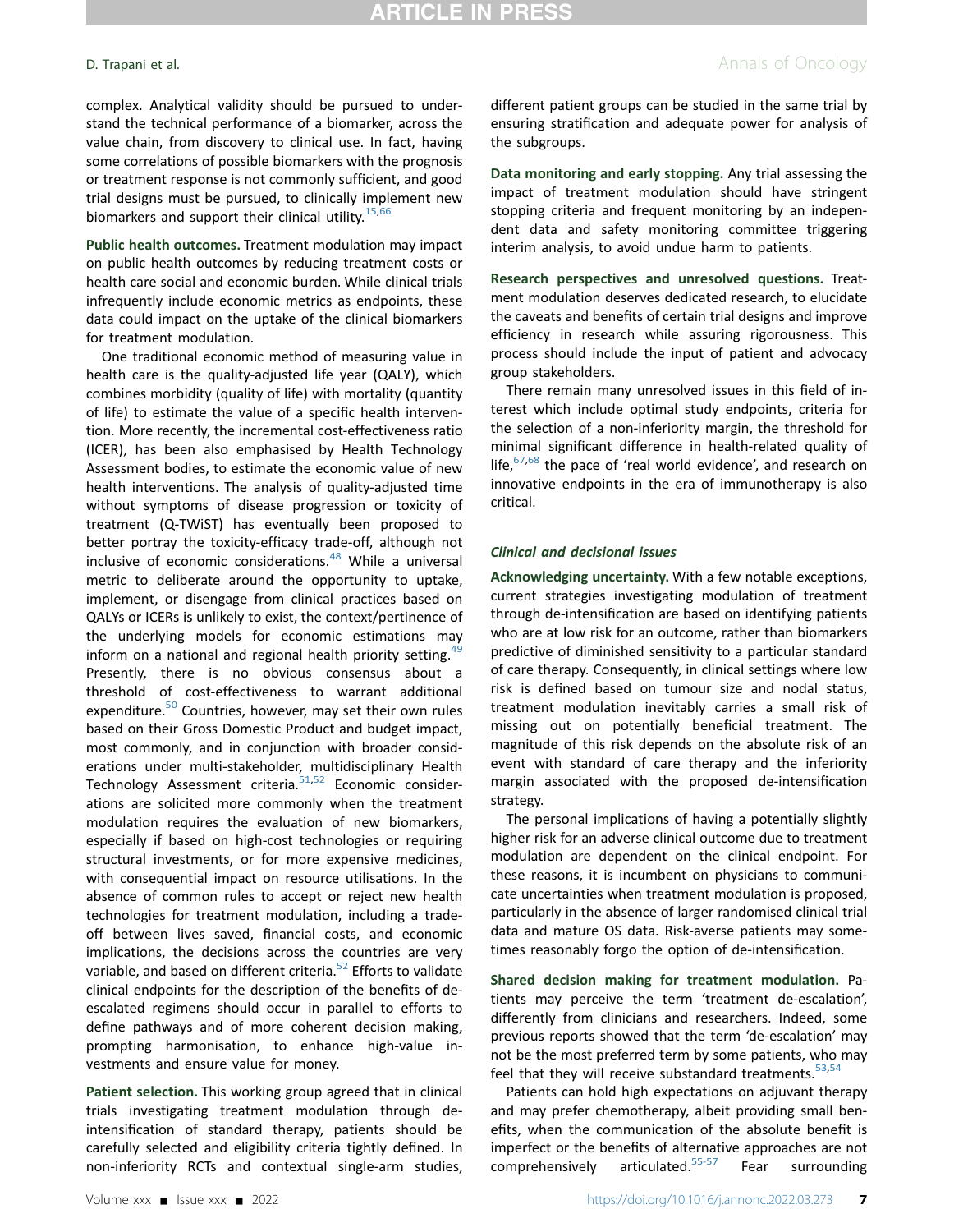complex. Analytical validity should be pursued to understand the technical performance of a biomarker, across the value chain, from discovery to clinical use. In fact, having some correlations of possible biomarkers with the prognosis or treatment response is not commonly sufficient, and good trial designs must be pursued, to clinically implement new biomarkers and support their clinical utility.[15,66]

**Public health outcomes.** Treatment modulation may impact on public health outcomes by reducing treatment costs or health care social and economic burden. While clinical trials infrequently include economic metrics as endpoints, these data could impact on the uptake of the clinical biomarkers for treatment modulation.

One traditional economic method of measuring value in health care is the quality-adjusted life year (QALY), which combines morbidity (quality of life) with mortality (quantity of life) to estimate the value of a specific health intervention. More recently, the incremental cost-effectiveness ratio (ICER), has been also emphasised by Health Technology Assessment bodies, to estimate the economic value of new health interventions. The analysis of quality-adjusted time without symptoms of disease progression or toxicity of treatment (Q-TWiST) has eventually been proposed to better portray the toxicity-efficacy trade-off, although not inclusive of economic considerations.[48] While a universal metric to deliberate around the opportunity to uptake, implement, or disengage from clinical practices based on QALYs or ICERs is unlikely to exist, the context/pertinence of the underlying models for economic estimations may inform on a national and regional health priority setting.[49] Presently, there is no obvious consensus about a threshold of cost-effectiveness to warrant additional expenditure.[50] Countries, however, may set their own rules based on their Gross Domestic Product and budget impact, most commonly, and in conjunction with broader considerations under multi-stakeholder, multidisciplinary Health Technology Assessment criteria.[51,52] Economic considerations are solicited more commonly when the treatment modulation requires the evaluation of new biomarkers, especially if based on high-cost technologies or requiring structural investments, or for more expensive medicines, with consequential impact on resource utilisations. In the absence of common rules to accept or reject new health technologies for treatment modulation, including a trade-off between lives saved, financial costs, and economic implications, the decisions across the countries are very variable, and based on different criteria.[52] Efforts to validate clinical endpoints for the description of the benefits of de-escalated regimens should occur in parallel to efforts to define pathways and of more coherent decision making, prompting harmonisation, to enhance high-value investments and ensure value for money.

**Patient selection.** This working group agreed that in clinical trials investigating treatment modulation through de-intensification of standard therapy, patients should be carefully selected and eligibility criteria tightly defined. In non-inferiority RCTs and contextual single-arm studies, different patient groups can be studied in the same trial by ensuring stratification and adequate power for analysis of the subgroups.

**Data monitoring and early stopping.** Any trial assessing the impact of treatment modulation should have stringent stopping criteria and frequent monitoring by an independent data and safety monitoring committee triggering interim analysis, to avoid undue harm to patients.

**Research perspectives and unresolved questions.** Treatment modulation deserves dedicated research, to elucidate the caveats and benefits of certain trial designs and improve efficiency in research while assuring rigorousness. This process should include the input of patient and advocacy group stakeholders.

There remain many unresolved issues in this field of interest which include optimal study endpoints, criteria for the selection of a non-inferiority margin, the threshold for minimal significant difference in health-related quality of life,[67,68] the pace of 'real world evidence', and research on innovative endpoints in the era of immunotherapy is also critical.

### *Clinical and decisional issues*

**Acknowledging uncertainty.** With a few notable exceptions, current strategies investigating modulation of treatment through de-intensification are based on identifying patients who are at low risk for an outcome, rather than biomarkers predictive of diminished sensitivity to a particular standard of care therapy. Consequently, in clinical settings where low risk is defined based on tumour size and nodal status, treatment modulation inevitably carries a small risk of missing out on potentially beneficial treatment. The magnitude of this risk depends on the absolute risk of an event with standard of care therapy and the inferiority margin associated with the proposed de-intensification strategy.

The personal implications of having a potentially slightly higher risk for an adverse clinical outcome due to treatment modulation are dependent on the clinical endpoint. For these reasons, it is incumbent on physicians to communicate uncertainties when treatment modulation is proposed, particularly in the absence of larger randomised clinical trial data and mature OS data. Risk-averse patients may sometimes reasonably forgo the option of de-intensification.

**Shared decision making for treatment modulation.** Patients may perceive the term 'treatment de-escalation', differently from clinicians and researchers. Indeed, some previous reports showed that the term 'de-escalation' may not be the most preferred term by some patients, who may feel that they will receive substandard treatments.[53,54]

Patients can hold high expectations on adjuvant therapy and may prefer chemotherapy, albeit providing small benefits, when the communication of the absolute benefit is imperfect or the benefits of alternative approaches are not comprehensively articulated.[55-57] Fear surrounding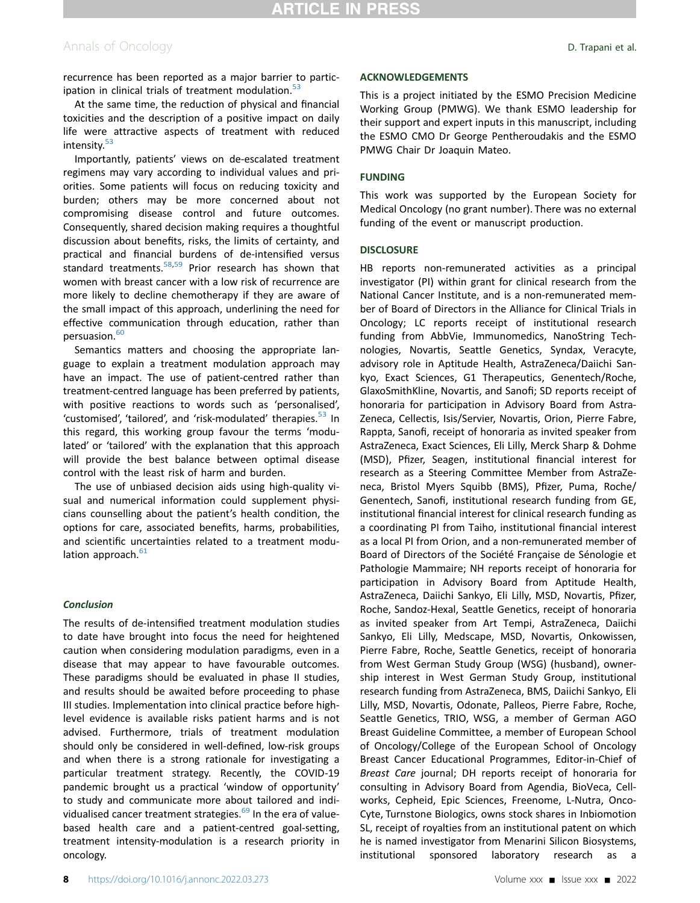recurrence has been reported as a major barrier to participation in clinical trials of treatment modulation.[53]

At the same time, the reduction of physical and financial toxicities and the description of a positive impact on daily life were attractive aspects of treatment with reduced intensity.[53]

Importantly, patients' views on de-escalated treatment regimens may vary according to individual values and priorities. Some patients will focus on reducing toxicity and burden; others may be more concerned about not compromising disease control and future outcomes. Consequently, shared decision making requires a thoughtful discussion about benefits, risks, the limits of certainty, and practical and financial burdens of de-intensified versus standard treatments.[58,59] Prior research has shown that women with breast cancer with a low risk of recurrence are more likely to decline chemotherapy if they are aware of the small impact of this approach, underlining the need for effective communication through education, rather than persuasion.[60]

Semantics matters and choosing the appropriate language to explain a treatment modulation approach may have an impact. The use of patient-centred rather than treatment-centred language has been preferred by patients, with positive reactions to words such as 'personalised', 'customised', 'tailored', and 'risk-modulated' therapies.[53] In this regard, this working group favour the terms 'modulated' or 'tailored' with the explanation that this approach will provide the best balance between optimal disease control with the least risk of harm and burden.

The use of unbiased decision aids using high-quality visual and numerical information could supplement physicians counselling about the patient's health condition, the options for care, associated benefits, harms, probabilities, and scientific uncertainties related to a treatment modulation approach.[61]

### *Conclusion*

The results of de-intensified treatment modulation studies to date have brought into focus the need for heightened caution when considering modulation paradigms, even in a disease that may appear to have favourable outcomes. These paradigms should be evaluated in phase II studies, and results should be awaited before proceeding to phase III studies. Implementation into clinical practice before high-level evidence is available risks patient harms and is not advised. Furthermore, trials of treatment modulation should only be considered in well-defined, low-risk groups and when there is a strong rationale for investigating a particular treatment strategy. Recently, the COVID-19 pandemic brought us a practical 'window of opportunity' to study and communicate more about tailored and individualised cancer treatment strategies.[69] In the era of value-based health care and a patient-centred goal-setting, treatment intensity-modulation is a research priority in oncology.

## ACKNOWLEDGEMENTS

This is a project initiated by the ESMO Precision Medicine Working Group (PMWG). We thank ESMO leadership for their support and expert inputs in this manuscript, including the ESMO CMO Dr George Pentheroudakis and the ESMO PMWG Chair Dr Joaquin Mateo.

## FUNDING

This work was supported by the European Society for Medical Oncology (no grant number). There was no external funding of the event or manuscript production.

## DISCLOSURE

HB reports non-remunerated activities as a principal investigator (PI) within grant for clinical research from the National Cancer Institute, and is a non-remunerated member of Board of Directors in the Alliance for Clinical Trials in Oncology; LC reports receipt of institutional research funding from AbbVie, Immunomedics, NanoString Technologies, Novartis, Seattle Genetics, Syndax, Veracyte, advisory role in Aptitude Health, AstraZeneca/Daiichi Sankyo, Exact Sciences, G1 Therapeutics, Genentech/Roche, GlaxoSmithKline, Novartis, and Sanofi; SD reports receipt of honoraria for participation in Advisory Board from AstraZeneca, Cellectis, Isis/Servier, Novartis, Orion, Pierre Fabre, Rappta, Sanofi, receipt of honoraria as invited speaker from AstraZeneca, Exact Sciences, Eli Lilly, Merck Sharp & Dohme (MSD), Pfizer, Seagen, institutional financial interest for research as a Steering Committee Member from AstraZeneca, Bristol Myers Squibb (BMS), Pfizer, Puma, Roche/Genentech, Sanofi, institutional research funding from GE, institutional financial interest for clinical research funding as a coordinating PI from Taiho, institutional financial interest as a local PI from Orion, and a non-remunerated member of Board of Directors of the Société Française de Sénologie et Pathologie Mammaire; NH reports receipt of honoraria for participation in Advisory Board from Aptitude Health, AstraZeneca, Daiichi Sankyo, Eli Lilly, MSD, Novartis, Pfizer, Roche, Sandoz-Hexal, Seattle Genetics, receipt of honoraria as invited speaker from Art Tempi, AstraZeneca, Daiichi Sankyo, Eli Lilly, Medscape, MSD, Novartis, Onkowissen, Pierre Fabre, Roche, Seattle Genetics, receipt of honoraria from West German Study Group (WSG) (husband), ownership interest in West German Study Group, institutional research funding from AstraZeneca, BMS, Daiichi Sankyo, Eli Lilly, MSD, Novartis, Odonate, Palleos, Pierre Fabre, Roche, Seattle Genetics, TRIO, WSG, a member of German AGO Breast Guideline Committee, a member of European School of Oncology/College of the European School of Oncology Breast Cancer Educational Programmes, Editor-in-Chief of *Breast Care* journal; DH reports receipt of honoraria for consulting in Advisory Board from Agendia, BioVeca, Cellworks, Cepheid, Epic Sciences, Freenome, L-Nutra, OncoCyte, Turnstone Biologics, owns stock shares in Inbiomotion SL, receipt of royalties from an institutional patent on which he is named investigator from Menarini Silicon Biosystems, institutional sponsored laboratory research as a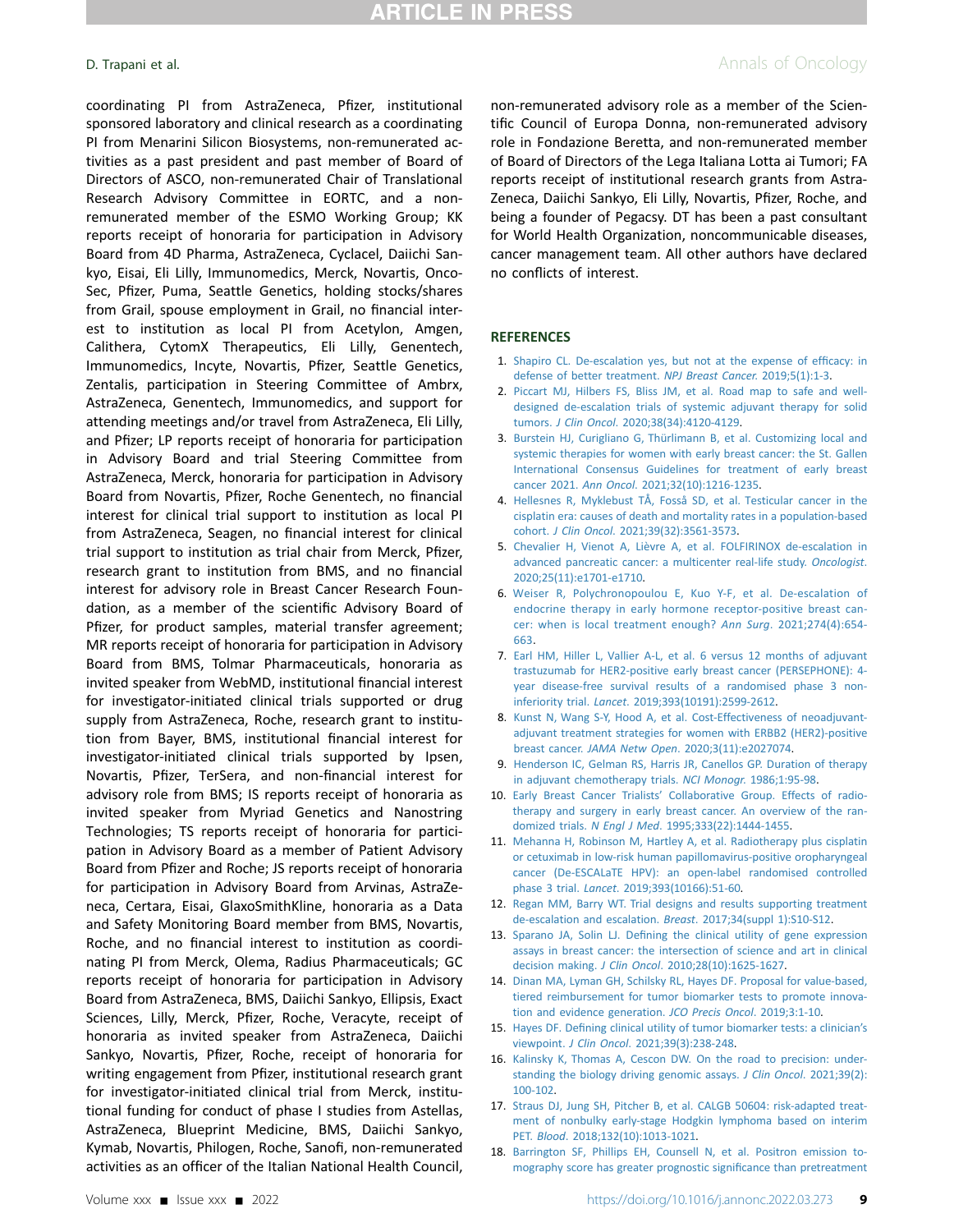coordinating PI from AstraZeneca, Pfizer, institutional sponsored laboratory and clinical research as a coordinating PI from Menarini Silicon Biosystems, non-remunerated activities as a past president and past member of Board of Directors of ASCO, non-remunerated Chair of Translational Research Advisory Committee in EORTC, and a non-remunerated member of the ESMO Working Group; KK reports receipt of honoraria for participation in Advisory Board from 4D Pharma, AstraZeneca, Cyclacel, Daiichi Sankyo, Eisai, Eli Lilly, Immunomedics, Merck, Novartis, OncoSec, Pfizer, Puma, Seattle Genetics, holding stocks/shares from Grail, spouse employment in Grail, no financial interest to institution as local PI from Acetylon, Amgen, Calithera, CytomX Therapeutics, Eli Lilly, Genentech, Immunomedics, Incyte, Novartis, Pfizer, Seattle Genetics, Zentalis, participation in Steering Committee of Ambrx, AstraZeneca, Genentech, Immunomedics, and support for attending meetings and/or travel from AstraZeneca, Eli Lilly, and Pfizer; LP reports receipt of honoraria for participation in Advisory Board and trial Steering Committee from AstraZeneca, Merck, honoraria for participation in Advisory Board from Novartis, Pfizer, Roche Genentech, no financial interest for clinical trial support to institution as local PI from AstraZeneca, Seagen, no financial interest for clinical trial support to institution as trial chair from Merck, Pfizer, research grant to institution from BMS, and no financial interest for advisory role in Breast Cancer Research Foundation, as a member of the scientific Advisory Board of Pfizer, for product samples, material transfer agreement; MR reports receipt of honoraria for participation in Advisory Board from BMS, Tolmar Pharmaceuticals, honoraria as invited speaker from WebMD, institutional financial interest for investigator-initiated clinical trials supported or drug supply from AstraZeneca, Roche, research grant to institution from Bayer, BMS, institutional financial interest for investigator-initiated clinical trials supported by Ipsen, Novartis, Pfizer, TerSera, and non-financial interest for advisory role from BMS; IS reports receipt of honoraria as invited speaker from Myriad Genetics and Nanostring Technologies; TS reports receipt of honoraria for participation in Advisory Board as a member of Patient Advisory Board from Pfizer and Roche; JS reports receipt of honoraria for participation in Advisory Board from Arvinas, AstraZeneca, Certara, Eisai, GlaxoSmithKline, honoraria as a Data and Safety Monitoring Board member from BMS, Novartis, Roche, and no financial interest to institution as coordinating PI from Merck, Olema, Radius Pharmaceuticals; GC reports receipt of honoraria for participation in Advisory Board from AstraZeneca, BMS, Daiichi Sankyo, Ellipsis, Exact Sciences, Lilly, Merck, Pfizer, Roche, Veracyte, receipt of honoraria as invited speaker from AstraZeneca, Daiichi Sankyo, Novartis, Pfizer, Roche, receipt of honoraria for writing engagement from Pfizer, institutional research grant for investigator-initiated clinical trial from Merck, institutional funding for conduct of phase I studies from Astellas, AstraZeneca, Blueprint Medicine, BMS, Daiichi Sankyo, Kymab, Novartis, Philogen, Roche, Sanofi, non-remunerated activities as an officer of the Italian National Health Council, non-remunerated advisory role as a member of the Scientific Council of Europa Donna, non-remunerated advisory role in Fondazione Beretta, and non-remunerated member of Board of Directors of the Lega Italiana Lotta ai Tumori; FA reports receipt of institutional research grants from AstraZeneca, Daiichi Sankyo, Eli Lilly, Novartis, Pfizer, Roche, and being a founder of Pegacsy. DT has been a past consultant for World Health Organization, noncommunicable diseases, cancer management team. All other authors have declared no conflicts of interest.

## REFERENCES

1. Shapiro CL. De-escalation yes, but not at the expense of efficacy: in defense of better treatment. *NPJ Breast Cancer*. 2019;5(1):1-3.
2. Piccart MJ, Hilbers FS, Bliss JM, et al. Road map to safe and well-designed de-escalation trials of systemic adjuvant therapy for solid tumors. *J Clin Oncol*. 2020;38(34):4120-4129.
3. Burstein HJ, Curigliano G, Thürlimann B, et al. Customizing local and systemic therapies for women with early breast cancer: the St. Gallen International Consensus Guidelines for treatment of early breast cancer 2021. *Ann Oncol*. 2021;32(10):1216-1235.
4. Hellesnes R, Myklebust TÅ, Fosså SD, et al. Testicular cancer in the cisplatin era: causes of death and mortality rates in a population-based cohort. *J Clin Oncol*. 2021;39(32):3561-3573.
5. Chevalier H, Vienot A, Lièvre A, et al. FOLFIRINOX de-escalation in advanced pancreatic cancer: a multicenter real-life study. *Oncologist*. 2020;25(11):e1701-e1710.
6. Weiser R, Polychronopoulou E, Kuo Y-F, et al. De-escalation of endocrine therapy in early hormone receptor-positive breast cancer: when is local treatment enough? *Ann Surg*. 2021;274(4):654-663.
7. Earl HM, Hiller L, Vallier A-L, et al. 6 versus 12 months of adjuvant trastuzumab for HER2-positive early breast cancer (PERSEPHONE): 4-year disease-free survival results of a randomised phase 3 non-inferiority trial. *Lancet*. 2019;393(10191):2599-2612.
8. Kunst N, Wang S-Y, Hood A, et al. Cost-Effectiveness of neoadjuvant-adjuvant treatment strategies for women with ERBB2 (HER2)-positive breast cancer. *JAMA Netw Open*. 2020;3(11):e2027074.
9. Henderson IC, Gelman RS, Harris JR, Canellos GP. Duration of therapy in adjuvant chemotherapy trials. *NCI Monogr*. 1986;1:95-98.
10. Early Breast Cancer Trialists' Collaborative Group. Effects of radiotherapy and surgery in early breast cancer. An overview of the randomized trials. *N Engl J Med*. 1995;333(22):1444-1455.
11. Mehanna H, Robinson M, Hartley A, et al. Radiotherapy plus cisplatin or cetuximab in low-risk human papillomavirus-positive oropharyngeal cancer (De-ESCALaTE HPV): an open-label randomised controlled phase 3 trial. *Lancet*. 2019;393(10166):51-60.
12. Regan MM, Barry WT. Trial designs and results supporting treatment de-escalation and escalation. *Breast*. 2017;34(suppl 1):S10-S12.
13. Sparano JA, Solin LJ. Defining the clinical utility of gene expression assays in breast cancer: the intersection of science and art in clinical decision making. *J Clin Oncol*. 2010;28(10):1625-1627.
14. Dinan MA, Lyman GH, Schilsky RL, Hayes DF. Proposal for value-based, tiered reimbursement for tumor biomarker tests to promote innovation and evidence generation. *JCO Precis Oncol*. 2019;3:1-10.
15. Hayes DF. Defining clinical utility of tumor biomarker tests: a clinician's viewpoint. *J Clin Oncol*. 2021;39(3):238-248.
16. Kalinsky K, Thomas A, Cescon DW. On the road to precision: understanding the biology driving genomic assays. *J Clin Oncol*. 2021;39(2):100-102.
17. Straus DJ, Jung SH, Pitcher B, et al. CALGB 50604: risk-adapted treatment of nonbulky early-stage Hodgkin lymphoma based on interim PET. *Blood*. 2018;132(10):1013-1021.
18. Barrington SF, Phillips EH, Counsell N, et al. Positron emission tomography score has greater prognostic significance than pretreatment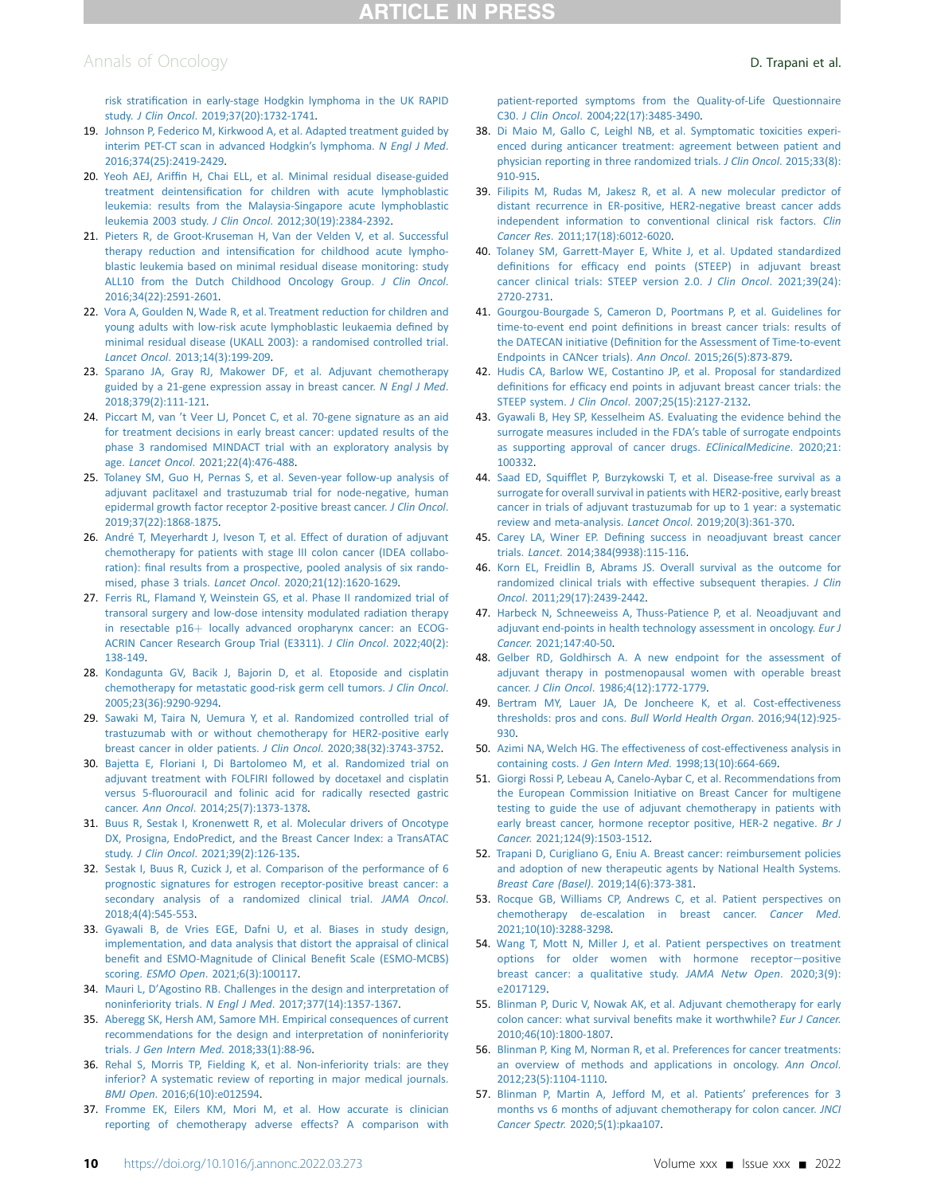risk stratification in early-stage Hodgkin lymphoma in the UK RAPID study. *J Clin Oncol*. 2019;37(20):1732-1741.

19. Johnson P, Federico M, Kirkwood A, et al. Adapted treatment guided by interim PET-CT scan in advanced Hodgkin's lymphoma. *N Engl J Med*. 2016;374(25):2419-2429.
20. Yeoh AEJ, Ariffin H, Chai ELL, et al. Minimal residual disease-guided treatment deintensification for children with acute lymphoblastic leukemia: results from the Malaysia-Singapore acute lymphoblastic leukemia 2003 study. *J Clin Oncol*. 2012;30(19):2384-2392.
21. Pieters R, de Groot-Kruseman H, Van der Velden V, et al. Successful therapy reduction and intensification for childhood acute lymphoblastic leukemia based on minimal residual disease monitoring: study ALL10 from the Dutch Childhood Oncology Group. *J Clin Oncol*. 2016;34(22):2591-2601.
22. Vora A, Goulden N, Wade R, et al. Treatment reduction for children and young adults with low-risk acute lymphoblastic leukaemia defined by minimal residual disease (UKALL 2003): a randomised controlled trial. *Lancet Oncol*. 2013;14(3):199-209.
23. Sparano JA, Gray RJ, Makower DF, et al. Adjuvant chemotherapy guided by a 21-gene expression assay in breast cancer. *N Engl J Med*. 2018;379(2):111-121.
24. Piccart M, van 't Veer LJ, Poncet C, et al. 70-gene signature as an aid for treatment decisions in early breast cancer: updated results of the phase 3 randomised MINDACT trial with an exploratory analysis by age. *Lancet Oncol*. 2021;22(4):476-488.
25. Tolaney SM, Guo H, Pernas S, et al. Seven-year follow-up analysis of adjuvant paclitaxel and trastuzumab trial for node-negative, human epidermal growth factor receptor 2-positive breast cancer. *J Clin Oncol*. 2019;37(22):1868-1875.
26. André T, Meyerhardt J, Iveson T, et al. Effect of duration of adjuvant chemotherapy for patients with stage III colon cancer (IDEA collaboration): final results from a prospective, pooled analysis of six randomised, phase 3 trials. *Lancet Oncol*. 2020;21(12):1620-1629.
27. Ferris RL, Flamand Y, Weinstein GS, et al. Phase II randomized trial of transoral surgery and low-dose intensity modulated radiation therapy in resectable p16+ locally advanced oropharynx cancer: an ECOG-ACRIN Cancer Research Group Trial (E3311). *J Clin Oncol*. 2022;40(2):138-149.
28. Kondagunta GV, Bacik J, Bajorin D, et al. Etoposide and cisplatin chemotherapy for metastatic good-risk germ cell tumors. *J Clin Oncol*. 2005;23(36):9290-9294.
29. Sawaki M, Taira N, Uemura Y, et al. Randomized controlled trial of trastuzumab with or without chemotherapy for HER2-positive early breast cancer in older patients. *J Clin Oncol*. 2020;38(32):3743-3752.
30. Bajetta E, Floriani I, Di Bartolomeo M, et al. Randomized trial on adjuvant treatment with FOLFIRI followed by docetaxel and cisplatin versus 5-fluorouracil and folinic acid for radically resected gastric cancer. *Ann Oncol*. 2014;25(7):1373-1378.
31. Buus R, Sestak I, Kronenwett R, et al. Molecular drivers of Oncotype DX, Prosigna, EndoPredict, and the Breast Cancer Index: a TransATAC study. *J Clin Oncol*. 2021;39(2):126-135.
32. Sestak I, Buus R, Cuzick J, et al. Comparison of the performance of 6 prognostic signatures for estrogen receptor-positive breast cancer: a secondary analysis of a randomized clinical trial. *JAMA Oncol*. 2018;4(4):545-553.
33. Gyawali B, de Vries EGE, Dafni U, et al. Biases in study design, implementation, and data analysis that distort the appraisal of clinical benefit and ESMO-Magnitude of Clinical Benefit Scale (ESMO-MCBS) scoring. *ESMO Open*. 2021;6(3):100117.
34. Mauri L, D'Agostino RB. Challenges in the design and interpretation of noninferiority trials. *N Engl J Med*. 2017;377(14):1357-1367.
35. Aberegg SK, Hersh AM, Samore MH. Empirical consequences of current recommendations for the design and interpretation of noninferiority trials. *J Gen Intern Med*. 2018;33(1):88-96.
36. Rehal S, Morris TP, Fielding K, et al. Non-inferiority trials: are they inferior? A systematic review of reporting in major medical journals. *BMJ Open*. 2016;6(10):e012594.
37. Fromme EK, Eilers KM, Mori M, et al. How accurate is clinician reporting of chemotherapy adverse effects? A comparison with patient-reported symptoms from the Quality-of-Life Questionnaire C30. *J Clin Oncol*. 2004;22(17):3485-3490.
38. Di Maio M, Gallo C, Leighl NB, et al. Symptomatic toxicities experienced during anticancer treatment: agreement between patient and physician reporting in three randomized trials. *J Clin Oncol*. 2015;33(8):910-915.
39. Filipits M, Rudas M, Jakesz R, et al. A new molecular predictor of distant recurrence in ER-positive, HER2-negative breast cancer adds independent information to conventional clinical risk factors. *Clin Cancer Res*. 2011;17(18):6012-6020.
40. Tolaney SM, Garrett-Mayer E, White J, et al. Updated standardized definitions for efficacy end points (STEEP) in adjuvant breast cancer clinical trials: STEEP version 2.0. *J Clin Oncol*. 2021;39(24):2720-2731.
41. Gourgou-Bourgade S, Cameron D, Poortmans P, et al. Guidelines for time-to-event end point definitions in breast cancer trials: results of the DATECAN initiative (Definition for the Assessment of Time-to-event Endpoints in CANcer trials). *Ann Oncol*. 2015;26(5):873-879.
42. Hudis CA, Barlow WE, Costantino JP, et al. Proposal for standardized definitions for efficacy end points in adjuvant breast cancer trials: the STEEP system. *J Clin Oncol*. 2007;25(15):2127-2132.
43. Gyawali B, Hey SP, Kesselheim AS. Evaluating the evidence behind the surrogate measures included in the FDA's table of surrogate endpoints as supporting approval of cancer drugs. *EClinicalMedicine*. 2020;21:100332.
44. Saad ED, Squifflet P, Burzykowski T, et al. Disease-free survival as a surrogate for overall survival in patients with HER2-positive, early breast cancer in trials of adjuvant trastuzumab for up to 1 year: a systematic review and meta-analysis. *Lancet Oncol*. 2019;20(3):361-370.
45. Carey LA, Winer EP. Defining success in neoadjuvant breast cancer trials. *Lancet*. 2014;384(9938):115-116.
46. Korn EL, Freidlin B, Abrams JS. Overall survival as the outcome for randomized clinical trials with effective subsequent therapies. *J Clin Oncol*. 2011;29(17):2439-2442.
47. Harbeck N, Schneeweiss A, Thuss-Patience P, et al. Neoadjuvant and adjuvant end-points in health technology assessment in oncology. *Eur J Cancer*. 2021;147:40-50.
48. Gelber RD, Goldhirsch A. A new endpoint for the assessment of adjuvant therapy in postmenopausal women with operable breast cancer. *J Clin Oncol*. 1986;4(12):1772-1779.
49. Bertram MY, Lauer JA, De Joncheere K, et al. Cost-effectiveness thresholds: pros and cons. *Bull World Health Organ*. 2016;94(12):925-930.
50. Azimi NA, Welch HG. The effectiveness of cost-effectiveness analysis in containing costs. *J Gen Intern Med*. 1998;13(10):664-669.
51. Giorgi Rossi P, Lebeau A, Canelo-Aybar C, et al. Recommendations from the European Commission Initiative on Breast Cancer for multigene testing to guide the use of adjuvant chemotherapy in patients with early breast cancer, hormone receptor positive, HER-2 negative. *Br J Cancer*. 2021;124(9):1503-1512.
52. Trapani D, Curigliano G, Eniu A. Breast cancer: reimbursement policies and adoption of new therapeutic agents by National Health Systems. *Breast Care (Basel)*. 2019;14(6):373-381.
53. Rocque GB, Williams CP, Andrews C, et al. Patient perspectives on chemotherapy de-escalation in breast cancer. *Cancer Med*. 2021;10(10):3288-3298.
54. Wang T, Mott N, Miller J, et al. Patient perspectives on treatment options for older women with hormone receptor–positive breast cancer: a qualitative study. *JAMA Netw Open*. 2020;3(9):e2017129.
55. Blinman P, Duric V, Nowak AK, et al. Adjuvant chemotherapy for early colon cancer: what survival benefits make it worthwhile? *Eur J Cancer*. 2010;46(10):1800-1807.
56. Blinman P, King M, Norman R, et al. Preferences for cancer treatments: an overview of methods and applications in oncology. *Ann Oncol*. 2012;23(5):1104-1110.
57. Blinman P, Martin A, Jefford M, et al. Patients' preferences for 3 months vs 6 months of adjuvant chemotherapy for colon cancer. *JNCI Cancer Spectr*. 2020;5(1):pkaa107.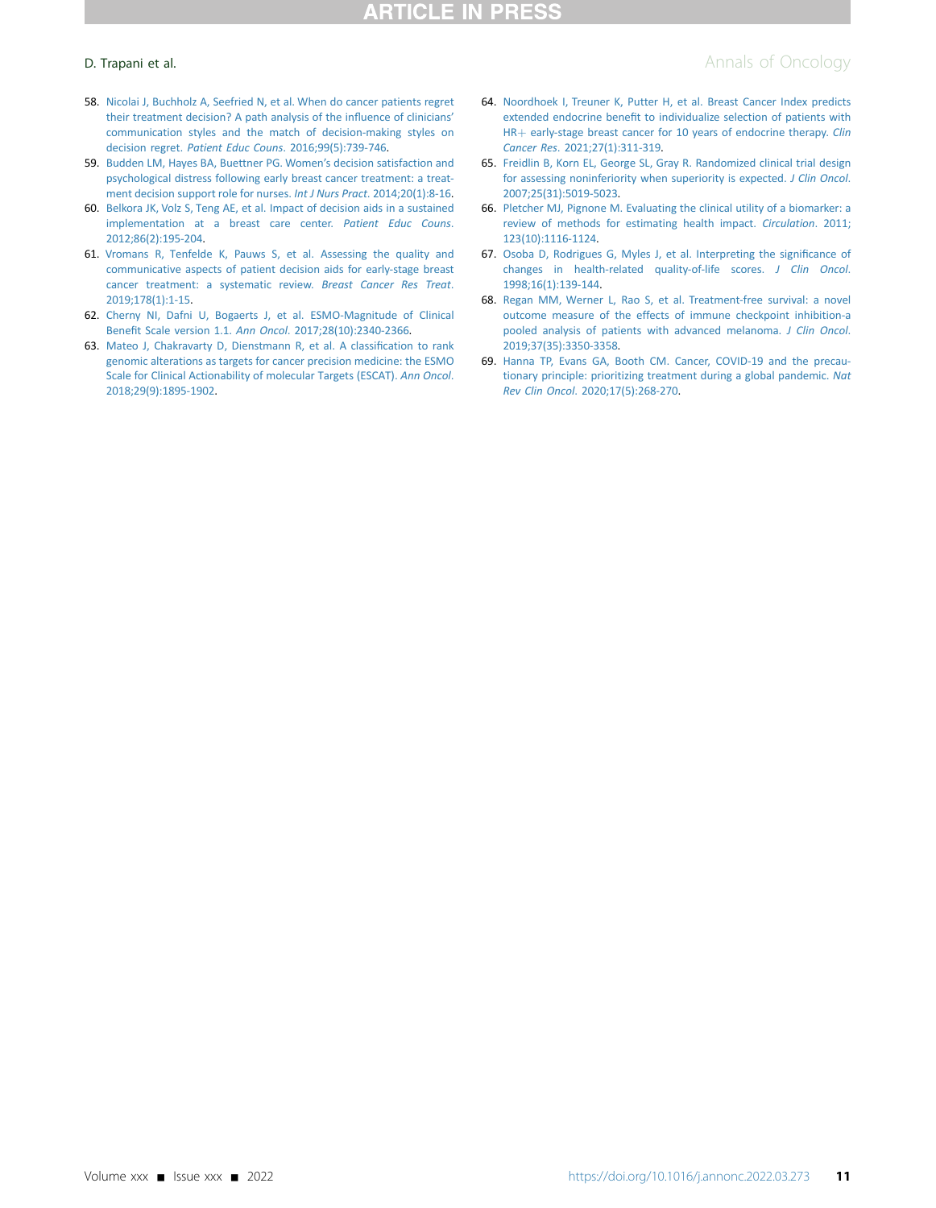58. Nicolai J, Buchholz A, Seefried N, et al. When do cancer patients regret their treatment decision? A path analysis of the influence of clinicians' communication styles and the match of decision-making styles on decision regret. *Patient Educ Couns*. 2016;99(5):739-746.
59. Budden LM, Hayes BA, Buettner PG. Women's decision satisfaction and psychological distress following early breast cancer treatment: a treatment decision support role for nurses. *Int J Nurs Pract*. 2014;20(1):8-16.
60. Belkora JK, Volz S, Teng AE, et al. Impact of decision aids in a sustained implementation at a breast care center. *Patient Educ Couns*. 2012;86(2):195-204.
61. Vromans R, Tenfelde K, Pauws S, et al. Assessing the quality and communicative aspects of patient decision aids for early-stage breast cancer treatment: a systematic review. *Breast Cancer Res Treat*. 2019;178(1):1-15.
62. Cherny NI, Dafni U, Bogaerts J, et al. ESMO-Magnitude of Clinical Benefit Scale version 1.1. *Ann Oncol*. 2017;28(10):2340-2366.
63. Mateo J, Chakravarty D, Dienstmann R, et al. A classification to rank genomic alterations as targets for cancer precision medicine: the ESMO Scale for Clinical Actionability of molecular Targets (ESCAT). *Ann Oncol*. 2018;29(9):1895-1902.
64. Noordhoek I, Treuner K, Putter H, et al. Breast Cancer Index predicts extended endocrine benefit to individualize selection of patients with HR+ early-stage breast cancer for 10 years of endocrine therapy. *Clin Cancer Res*. 2021;27(1):311-319.
65. Freidlin B, Korn EL, George SL, Gray R. Randomized clinical trial design for assessing noninferiority when superiority is expected. *J Clin Oncol*. 2007;25(31):5019-5023.
66. Pletcher MJ, Pignone M. Evaluating the clinical utility of a biomarker: a review of methods for estimating health impact. *Circulation*. 2011;123(10):1116-1124.
67. Osoba D, Rodrigues G, Myles J, et al. Interpreting the significance of changes in health-related quality-of-life scores. *J Clin Oncol*. 1998;16(1):139-144.
68. Regan MM, Werner L, Rao S, et al. Treatment-free survival: a novel outcome measure of the effects of immune checkpoint inhibition-a pooled analysis of patients with advanced melanoma. *J Clin Oncol*. 2019;37(35):3350-3358.
69. Hanna TP, Evans GA, Booth CM. Cancer, COVID-19 and the precautionary principle: prioritizing treatment during a global pandemic. *Nat Rev Clin Oncol*. 2020;17(5):268-270.